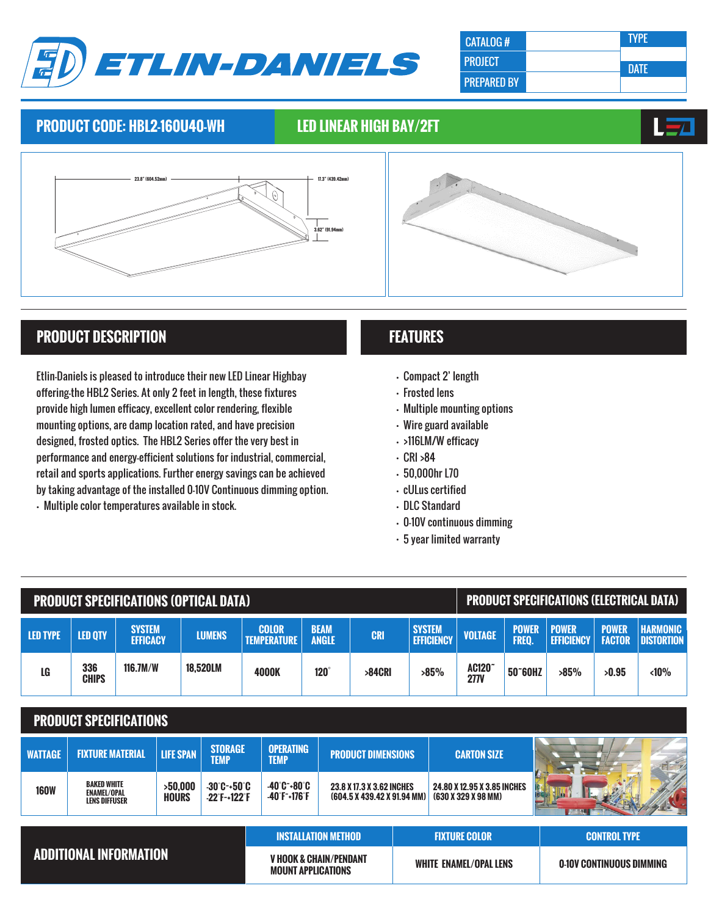# ETLIN-DANIELS

| CATALOG # | | TYPE |
|---|---|---|
| PROJECT | | DATE |
| PREPARED BY | | |

## PRODUCT CODE: HBL2-160U40-WH

## LED LINEAR HIGH BAY/2FT

23.8" (604.52mm)

17.3" (439.42mm)

3.62" (91.94mm)

## PRODUCT DESCRIPTION

Etlin-Daniels is pleased to introduce their new LED Linear Highbay offering the HBL2 Series. At only 2 feet in length, these fixtures provide high lumen efficacy, excellent color rendering, flexible mounting options, are damp location rated, and have precision designed, frosted optics. The HBL2 Series offer the very best in performance and energy-efficient solutions for industrial, commercial, retail and sports applications. Further energy savings can be achieved by taking advantage of the installed 0-10V Continuous dimming option.

- Multiple color temperatures available in stock.

## FEATURES

- Compact 2' length
- Frosted lens
- Multiple mounting options
- Wire guard available
- >116LM/W efficacy
- CRI >84
- 50,000hr L70
- cULus certified
- DLC Standard
- 0-10V continuous dimming
- 5 year limited warranty

## PRODUCT SPECIFICATIONS (OPTICAL DATA) / PRODUCT SPECIFICATIONS (ELECTRICAL DATA)

| LED TYPE | LED QTY | SYSTEM EFFICACY | LUMENS | COLOR TEMPERATURE | BEAM ANGLE | CRI | SYSTEM EFFICIENCY | VOLTAGE | POWER FREQ. | POWER EFFICIENCY | POWER FACTOR | HARMONIC DISTORTION |
|---|---|---|---|---|---|---|---|---|---|---|---|---|
| LG | 336 CHIPS | 116.7M/W | 18,520LM | 4000K | 120° | >84CRI | >85% | AC120~277V | 50~60HZ | >85% | >0.95 | <10% |

## PRODUCT SPECIFICATIONS

| WATTAGE | FIXTURE MATERIAL | LIFE SPAN | STORAGE TEMP | OPERATING TEMP | PRODUCT DIMENSIONS | CARTON SIZE |
|---|---|---|---|---|---|---|
| 160W | BAKED WHITE ENAMEL/OPAL LENS DIFFUSER | >50,000 HOURS | -30°C~+50°C -22°F~+122°F | -40°C~+80°C -40°F~+176°F | 23.8 X 17.3 X 3.62 INCHES (604.5 X 439.42 X 91.94 MM) | 24.80 X 12.95 X 3.85 INCHES (630 X 329 X 98 MM) |

## ADDITIONAL INFORMATION

| INSTALLATION METHOD | FIXTURE COLOR | CONTROL TYPE |
|---|---|---|
| V HOOK & CHAIN/PENDANT MOUNT APPLICATIONS | WHITE ENAMEL/OPAL LENS | 0-10V CONTINUOUS DIMMING |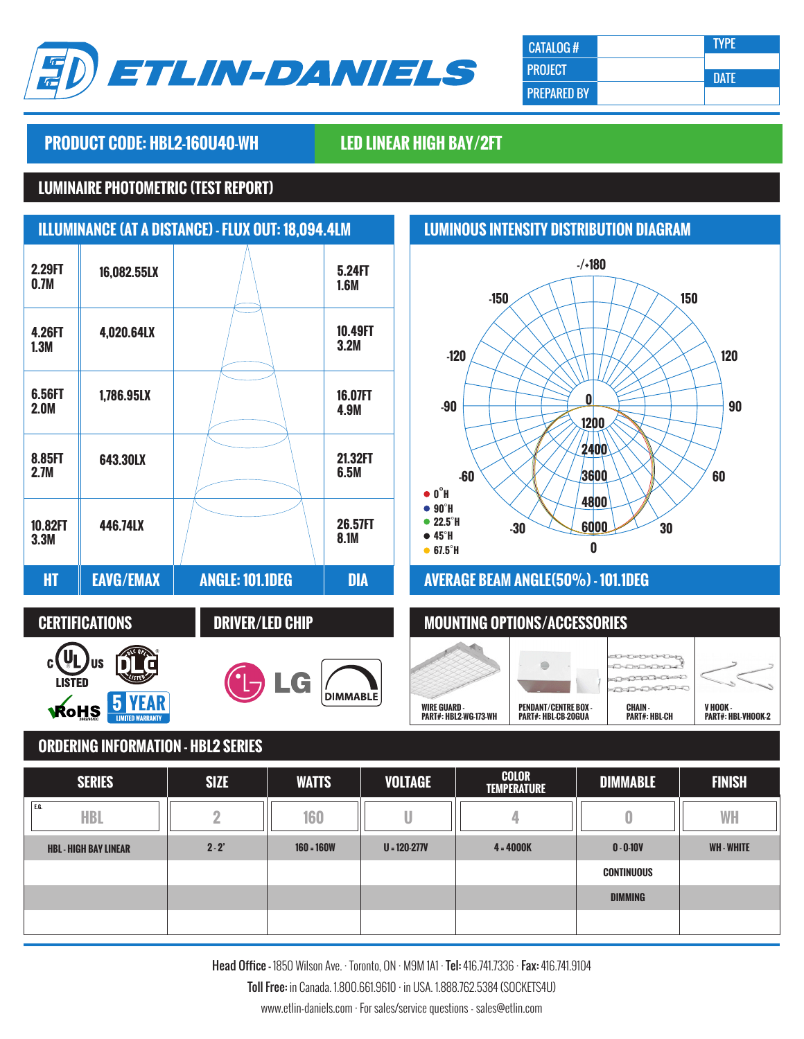# ETLIN-DANIELS

| CATALOG # | | TYPE |
|---|---|---|
| PROJECT | | DATE |
| PREPARED BY | | |

## PRODUCT CODE: HBL2-160U40-WH

## LED LINEAR HIGH BAY/2FT

## LUMINAIRE PHOTOMETRIC (TEST REPORT)

### ILLUMINANCE (AT A DISTANCE) - FLUX OUT: 18,094.4LM

| HT | EAVG/EMAX | ANGLE: 101.1DEG | DIA |
|---|---|---|---|
| 2.29FT 0.7M | 16,082.55LX | | 5.24FT 1.6M |
| 4.26FT 1.3M | 4,020.64LX | | 10.49FT 3.2M |
| 6.56FT 2.0M | 1,786.95LX | | 16.07FT 4.9M |
| 8.85FT 2.7M | 643.30LX | | 21.32FT 6.5M |
| 10.82FT 3.3M | 446.74LX | | 26.57FT 8.1M |

### LUMINOUS INTENSITY DISTRIBUTION DIAGRAM

-/+180
-150
150
-120
120
-90
90
-60
60
-30
30
0
0
1200
2400
3600
4800
6000

● 0°H
● 90°H
● 22.5°H
● 45°H
● 67.5°H

AVERAGE BEAM ANGLE(50%) - 101.1DEG

## CERTIFICATIONS

c UL us LISTED
DLC
RoHS
5 YEAR LIMITED WARRANTY

## DRIVER/LED CHIP

LG
DIMMABLE

## MOUNTING OPTIONS/ACCESSORIES

- WIRE GUARD - PART#: HBL2-WG-173-WH
- PENDANT/CENTRE BOX - PART#: HBL-CB-20GUA
- CHAIN - PART#: HBL-CH
- V HOOK - PART#: HBL-VHOOK-2

## ORDERING INFORMATION - HBL2 SERIES

| SERIES | SIZE | WATTS | VOLTAGE | COLOR TEMPERATURE | DIMMABLE | FINISH |
|---|---|---|---|---|---|---|
| E.G. HBL | 2 | 160 | U | 4 | 0 | WH |
| HBL - HIGH BAY LINEAR | 2 - 2' | 160 = 160W | U = 120-277V | 4 = 4000K | 0 - 0-10V | WH - WHITE |
| | | | | | CONTINUOUS | |
| | | | | | DIMMING | |
| | | | | | | |

**Head Office** - 1850 Wilson Ave. · Toronto, ON · M9M 1A1 · **Tel:** 416.741.7336 · **Fax:** 416.741.9104

**Toll Free:** in Canada. 1.800.661.9610 · in USA. 1.888.762.5384 (SOCKETS4U)

www.etlin-daniels.com · For sales/service questions - sales@etlin.com